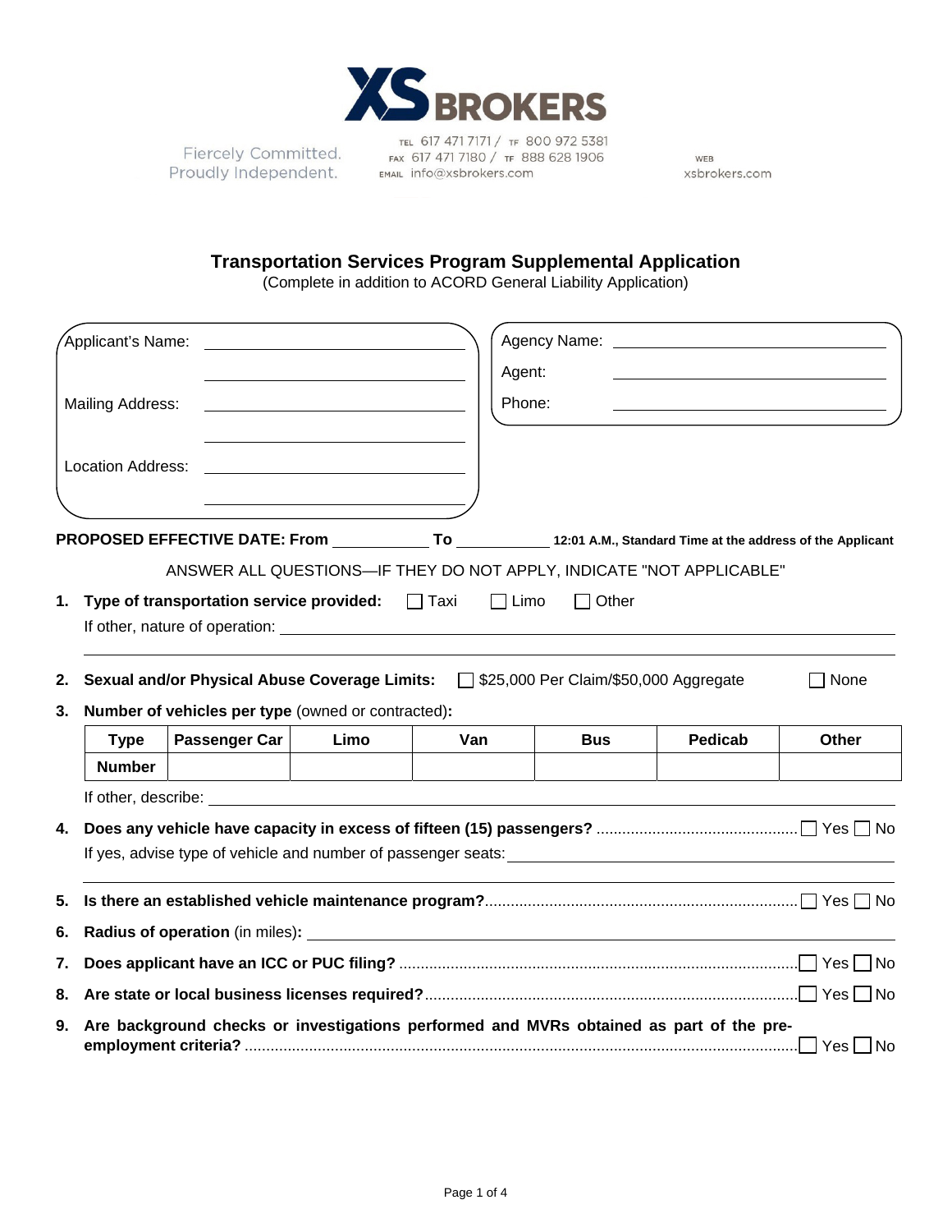**XS BROKERS**

Fiercely Committed. Proudly Independent.

TEL 617 471 7171 / TF 800 972 5381
FAX 617 471 7180 / TF 888 628 1906
EMAIL info@xsbrokers.com

WEB xsbrokers.com

# Transportation Services Program Supplemental Application

(Complete in addition to ACORD General Liability Application)

Applicant's Name: ______________________

______________________

Mailing Address: ______________________

______________________

Location Address: ______________________

______________________

Agency Name: ______________________

Agent: ______________________

Phone: ______________________

**PROPOSED EFFECTIVE DATE: From** __________ **To** __________ **12:01 A.M., Standard Time at the address of the Applicant**

ANSWER ALL QUESTIONS—IF THEY DO NOT APPLY, INDICATE "NOT APPLICABLE"

1. **Type of transportation service provided:** ☐ Taxi ☐ Limo ☐ Other

   If other, nature of operation: ______________________

2. **Sexual and/or Physical Abuse Coverage Limits:** ☐ $25,000 Per Claim/$50,000 Aggregate ☐ None

3. **Number of vehicles per type** (owned or contracted)**:**

| Type | Passenger Car | Limo | Van | Bus | Pedicab | Other |
|---|---|---|---|---|---|---|
| Number | | | | | | |

   If other, describe: ______________________

4. **Does any vehicle have capacity in excess of fifteen (15) passengers?** ........ ☐ Yes ☐ No

   If yes, advise type of vehicle and number of passenger seats: ______________________

5. **Is there an established vehicle maintenance program?** ........ ☐ Yes ☐ No

6. **Radius of operation** (in miles)**:** ______________________

7. **Does applicant have an ICC or PUC filing?** ........ ☐ Yes ☐ No

8. **Are state or local business licenses required?** ........ ☐ Yes ☐ No

9. **Are background checks or investigations performed and MVRs obtained as part of the pre-employment criteria?** ........ ☐ Yes ☐ No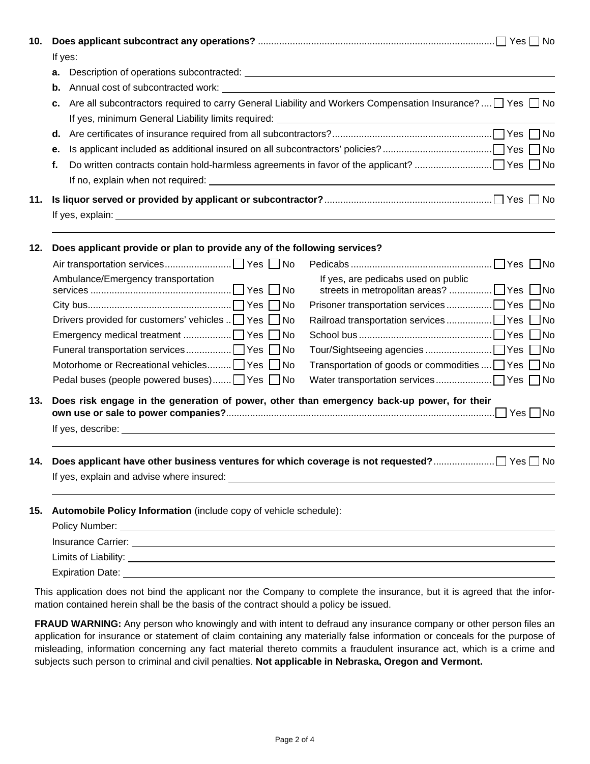**10. Does applicant subcontract any operations?** ☐ Yes ☐ No

If yes:

- **a.** Description of operations subcontracted: ______________________
- **b.** Annual cost of subcontracted work: ______________________
- **c.** Are all subcontractors required to carry General Liability and Workers Compensation Insurance? ☐ Yes ☐ No
  If yes, minimum General Liability limits required: ______________________
- **d.** Are certificates of insurance required from all subcontractors? ☐ Yes ☐ No
- **e.** Is applicant included as additional insured on all subcontractors' policies? ☐ Yes ☐ No
- **f.** Do written contracts contain hold-harmless agreements in favor of the applicant? ☐ Yes ☐ No
  If no, explain when not required: ______________________

**11. Is liquor served or provided by applicant or subcontractor?** ☐ Yes ☐ No

If yes, explain: ______________________

**12. Does applicant provide or plan to provide any of the following services?**

| Service | | Service | |
|---|---|---|---|
| Air transportation services | ☐ Yes ☐ No | Pedicabs | ☐ Yes ☐ No |
| Ambulance/Emergency transportation services | ☐ Yes ☐ No | If yes, are pedicabs used on public streets in metropolitan areas? | ☐ Yes ☐ No |
| City bus | ☐ Yes ☐ No | Prisoner transportation services | ☐ Yes ☐ No |
| Drivers provided for customers' vehicles | ☐ Yes ☐ No | Railroad transportation services | ☐ Yes ☐ No |
| Emergency medical treatment | ☐ Yes ☐ No | School bus | ☐ Yes ☐ No |
| Funeral transportation services | ☐ Yes ☐ No | Tour/Sightseeing agencies | ☐ Yes ☐ No |
| Motorhome or Recreational vehicles | ☐ Yes ☐ No | Transportation of goods or commodities | ☐ Yes ☐ No |
| Pedal buses (people powered buses) | ☐ Yes ☐ No | Water transportation services | ☐ Yes ☐ No |

**13. Does risk engage in the generation of power, other than emergency back-up power, for their own use or sale to power companies?** ☐ Yes ☐ No

If yes, describe: ______________________

**14. Does applicant have other business ventures for which coverage is not requested?** ☐ Yes ☐ No

If yes, explain and advise where insured: ______________________

**15. Automobile Policy Information** (include copy of vehicle schedule):

Policy Number: ______________________

Insurance Carrier: ______________________

Limits of Liability: ______________________

Expiration Date: ______________________

This application does not bind the applicant nor the Company to complete the insurance, but it is agreed that the information contained herein shall be the basis of the contract should a policy be issued.

**FRAUD WARNING:** Any person who knowingly and with intent to defraud any insurance company or other person files an application for insurance or statement of claim containing any materially false information or conceals for the purpose of misleading, information concerning any fact material thereto commits a fraudulent insurance act, which is a crime and subjects such person to criminal and civil penalties. **Not applicable in Nebraska, Oregon and Vermont.**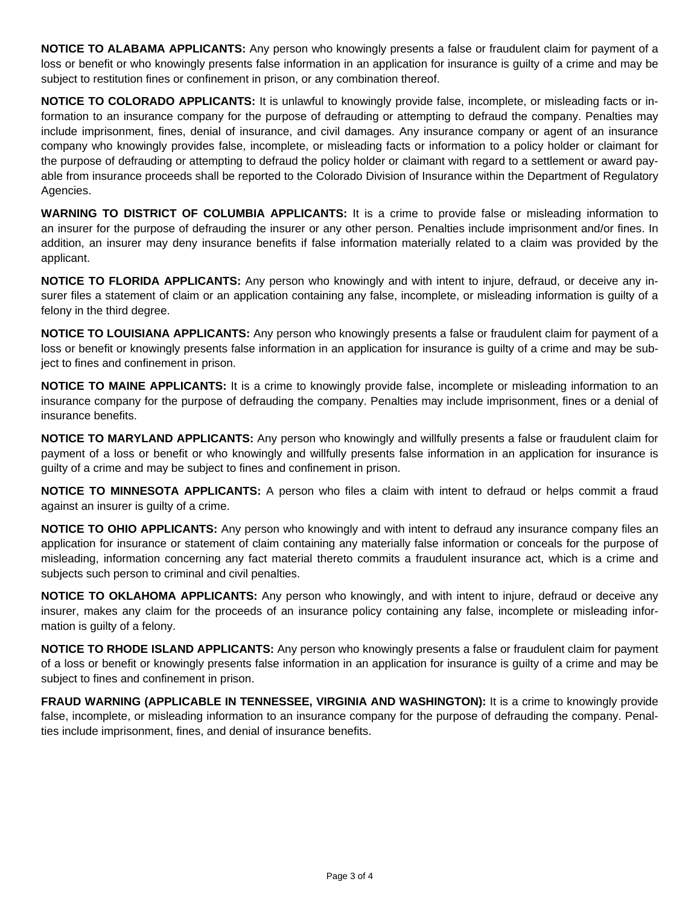**NOTICE TO ALABAMA APPLICANTS:** Any person who knowingly presents a false or fraudulent claim for payment of a loss or benefit or who knowingly presents false information in an application for insurance is guilty of a crime and may be subject to restitution fines or confinement in prison, or any combination thereof.

**NOTICE TO COLORADO APPLICANTS:** It is unlawful to knowingly provide false, incomplete, or misleading facts or information to an insurance company for the purpose of defrauding or attempting to defraud the company. Penalties may include imprisonment, fines, denial of insurance, and civil damages. Any insurance company or agent of an insurance company who knowingly provides false, incomplete, or misleading facts or information to a policy holder or claimant for the purpose of defrauding or attempting to defraud the policy holder or claimant with regard to a settlement or award payable from insurance proceeds shall be reported to the Colorado Division of Insurance within the Department of Regulatory Agencies.

**WARNING TO DISTRICT OF COLUMBIA APPLICANTS:** It is a crime to provide false or misleading information to an insurer for the purpose of defrauding the insurer or any other person. Penalties include imprisonment and/or fines. In addition, an insurer may deny insurance benefits if false information materially related to a claim was provided by the applicant.

**NOTICE TO FLORIDA APPLICANTS:** Any person who knowingly and with intent to injure, defraud, or deceive any insurer files a statement of claim or an application containing any false, incomplete, or misleading information is guilty of a felony in the third degree.

**NOTICE TO LOUISIANA APPLICANTS:** Any person who knowingly presents a false or fraudulent claim for payment of a loss or benefit or knowingly presents false information in an application for insurance is guilty of a crime and may be subject to fines and confinement in prison.

**NOTICE TO MAINE APPLICANTS:** It is a crime to knowingly provide false, incomplete or misleading information to an insurance company for the purpose of defrauding the company. Penalties may include imprisonment, fines or a denial of insurance benefits.

**NOTICE TO MARYLAND APPLICANTS:** Any person who knowingly and willfully presents a false or fraudulent claim for payment of a loss or benefit or who knowingly and willfully presents false information in an application for insurance is guilty of a crime and may be subject to fines and confinement in prison.

**NOTICE TO MINNESOTA APPLICANTS:** A person who files a claim with intent to defraud or helps commit a fraud against an insurer is guilty of a crime.

**NOTICE TO OHIO APPLICANTS:** Any person who knowingly and with intent to defraud any insurance company files an application for insurance or statement of claim containing any materially false information or conceals for the purpose of misleading, information concerning any fact material thereto commits a fraudulent insurance act, which is a crime and subjects such person to criminal and civil penalties.

**NOTICE TO OKLAHOMA APPLICANTS:** Any person who knowingly, and with intent to injure, defraud or deceive any insurer, makes any claim for the proceeds of an insurance policy containing any false, incomplete or misleading information is guilty of a felony.

**NOTICE TO RHODE ISLAND APPLICANTS:** Any person who knowingly presents a false or fraudulent claim for payment of a loss or benefit or knowingly presents false information in an application for insurance is guilty of a crime and may be subject to fines and confinement in prison.

**FRAUD WARNING (APPLICABLE IN TENNESSEE, VIRGINIA AND WASHINGTON):** It is a crime to knowingly provide false, incomplete, or misleading information to an insurance company for the purpose of defrauding the company. Penalties include imprisonment, fines, and denial of insurance benefits.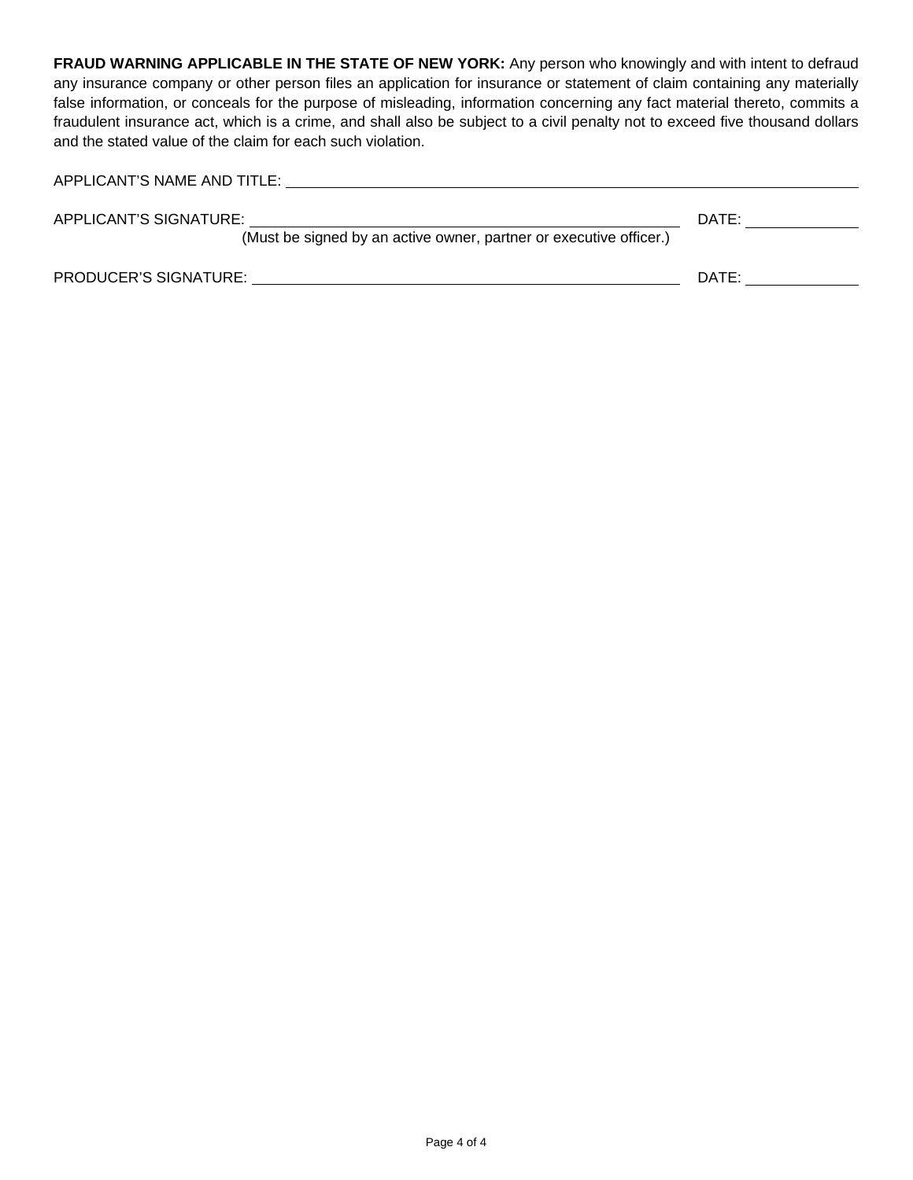**FRAUD WARNING APPLICABLE IN THE STATE OF NEW YORK:** Any person who knowingly and with intent to defraud any insurance company or other person files an application for insurance or statement of claim containing any materially false information, or conceals for the purpose of misleading, information concerning any fact material thereto, commits a fraudulent insurance act, which is a crime, and shall also be subject to a civil penalty not to exceed five thousand dollars and the stated value of the claim for each such violation.

APPLICANT'S NAME AND TITLE: ______________________________________________

APPLICANT'S SIGNATURE: ______________________________________ DATE: __________
(Must be signed by an active owner, partner or executive officer.)

PRODUCER'S SIGNATURE: ______________________________________ DATE: __________